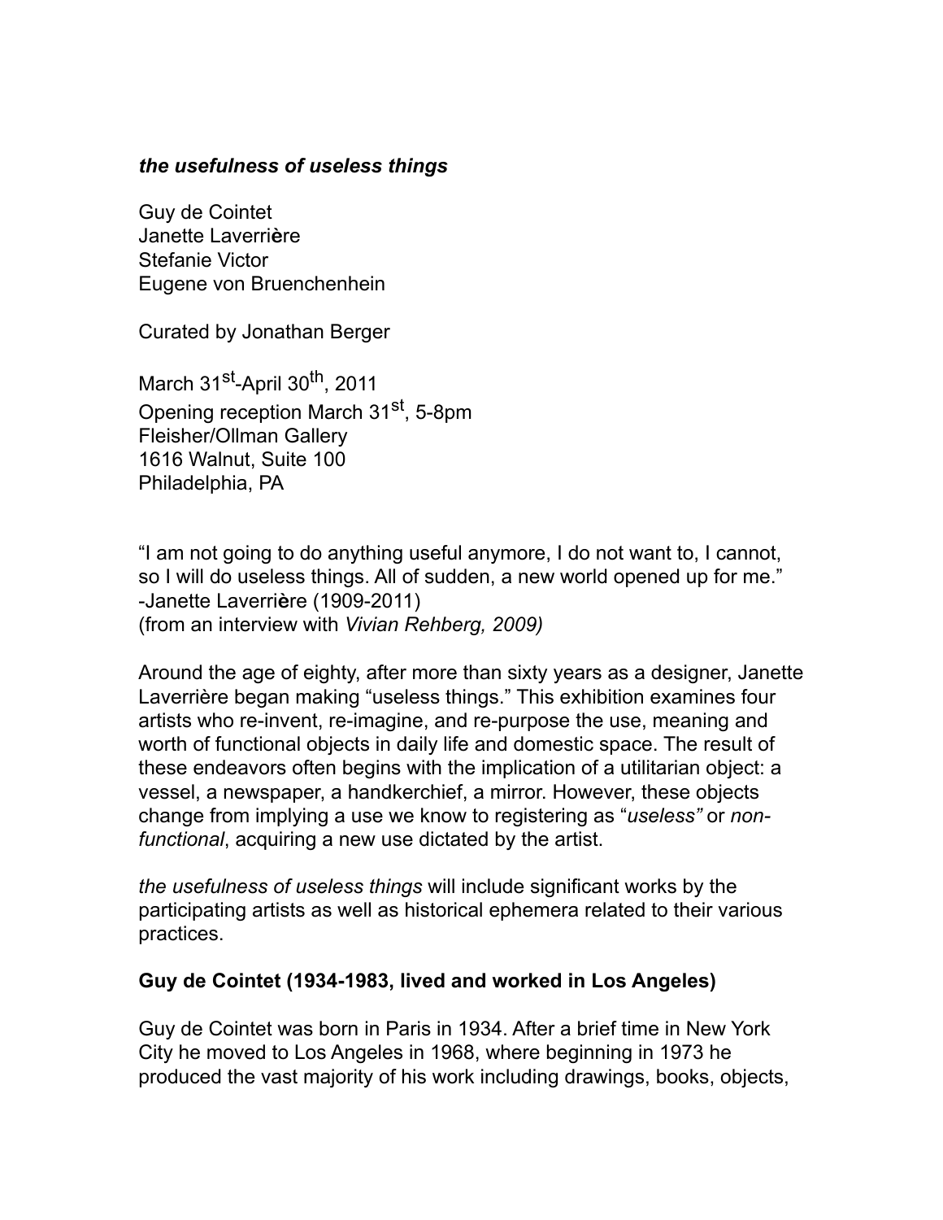***the usefulness of useless things***

Guy de Cointet
Janette Laverrière
Stefanie Victor
Eugene von Bruenchenhein

Curated by Jonathan Berger

March 31st-April 30th, 2011
Opening reception March 31st, 5-8pm
Fleisher/Ollman Gallery
1616 Walnut, Suite 100
Philadelphia, PA

"I am not going to do anything useful anymore, I do not want to, I cannot, so I will do useless things. All of sudden, a new world opened up for me."
-Janette Laverrière (1909-2011)
(from an interview with *Vivian Rehberg, 2009)*

Around the age of eighty, after more than sixty years as a designer, Janette Laverrière began making "useless things." This exhibition examines four artists who re-invent, re-imagine, and re-purpose the use, meaning and worth of functional objects in daily life and domestic space. The result of these endeavors often begins with the implication of a utilitarian object: a vessel, a newspaper, a handkerchief, a mirror. However, these objects change from implying a use we know to registering as "*useless"* or *non-functional*, acquiring a new use dictated by the artist.

*the usefulness of useless things* will include significant works by the participating artists as well as historical ephemera related to their various practices.

**Guy de Cointet (1934-1983, lived and worked in Los Angeles)**

Guy de Cointet was born in Paris in 1934. After a brief time in New York City he moved to Los Angeles in 1968, where beginning in 1973 he produced the vast majority of his work including drawings, books, objects,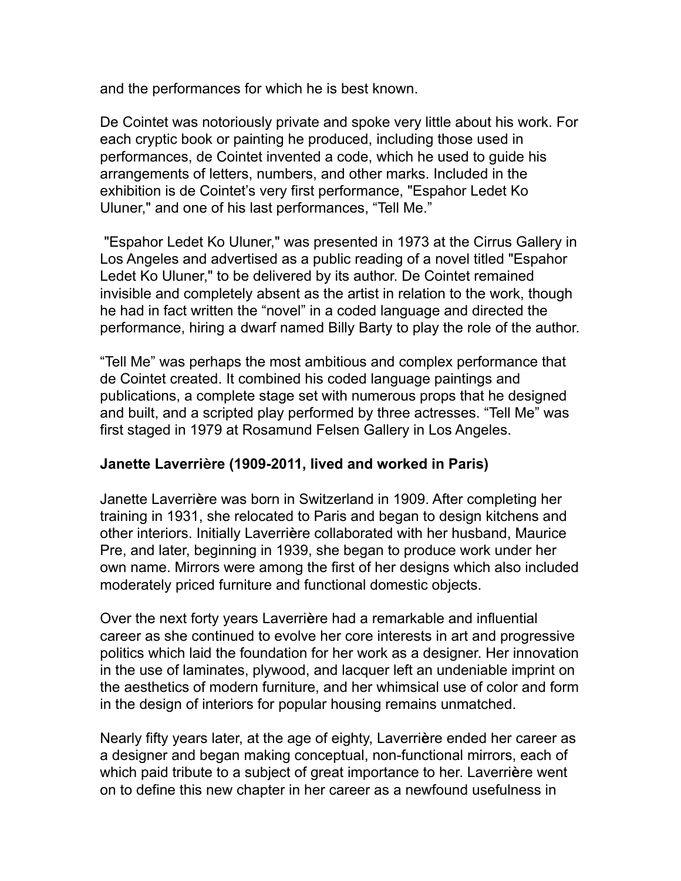and the performances for which he is best known.

De Cointet was notoriously private and spoke very little about his work. For each cryptic book or painting he produced, including those used in performances, de Cointet invented a code, which he used to guide his arrangements of letters, numbers, and other marks. Included in the exhibition is de Cointet's very first performance, "Espahor Ledet Ko Uluner," and one of his last performances, "Tell Me."

"Espahor Ledet Ko Uluner," was presented in 1973 at the Cirrus Gallery in Los Angeles and advertised as a public reading of a novel titled "Espahor Ledet Ko Uluner," to be delivered by its author. De Cointet remained invisible and completely absent as the artist in relation to the work, though he had in fact written the "novel" in a coded language and directed the performance, hiring a dwarf named Billy Barty to play the role of the author.

"Tell Me" was perhaps the most ambitious and complex performance that de Cointet created. It combined his coded language paintings and publications, a complete stage set with numerous props that he designed and built, and a scripted play performed by three actresses. "Tell Me" was first staged in 1979 at Rosamund Felsen Gallery in Los Angeles.

**Janette Laverrière (1909-2011, lived and worked in Paris)**

Janette Laverrière was born in Switzerland in 1909. After completing her training in 1931, she relocated to Paris and began to design kitchens and other interiors. Initially Laverrière collaborated with her husband, Maurice Pre, and later, beginning in 1939, she began to produce work under her own name. Mirrors were among the first of her designs which also included moderately priced furniture and functional domestic objects.

Over the next forty years Laverrière had a remarkable and influential career as she continued to evolve her core interests in art and progressive politics which laid the foundation for her work as a designer. Her innovation in the use of laminates, plywood, and lacquer left an undeniable imprint on the aesthetics of modern furniture, and her whimsical use of color and form in the design of interiors for popular housing remains unmatched.

Nearly fifty years later, at the age of eighty, Laverrière ended her career as a designer and began making conceptual, non-functional mirrors, each of which paid tribute to a subject of great importance to her. Laverrière went on to define this new chapter in her career as a newfound usefulness in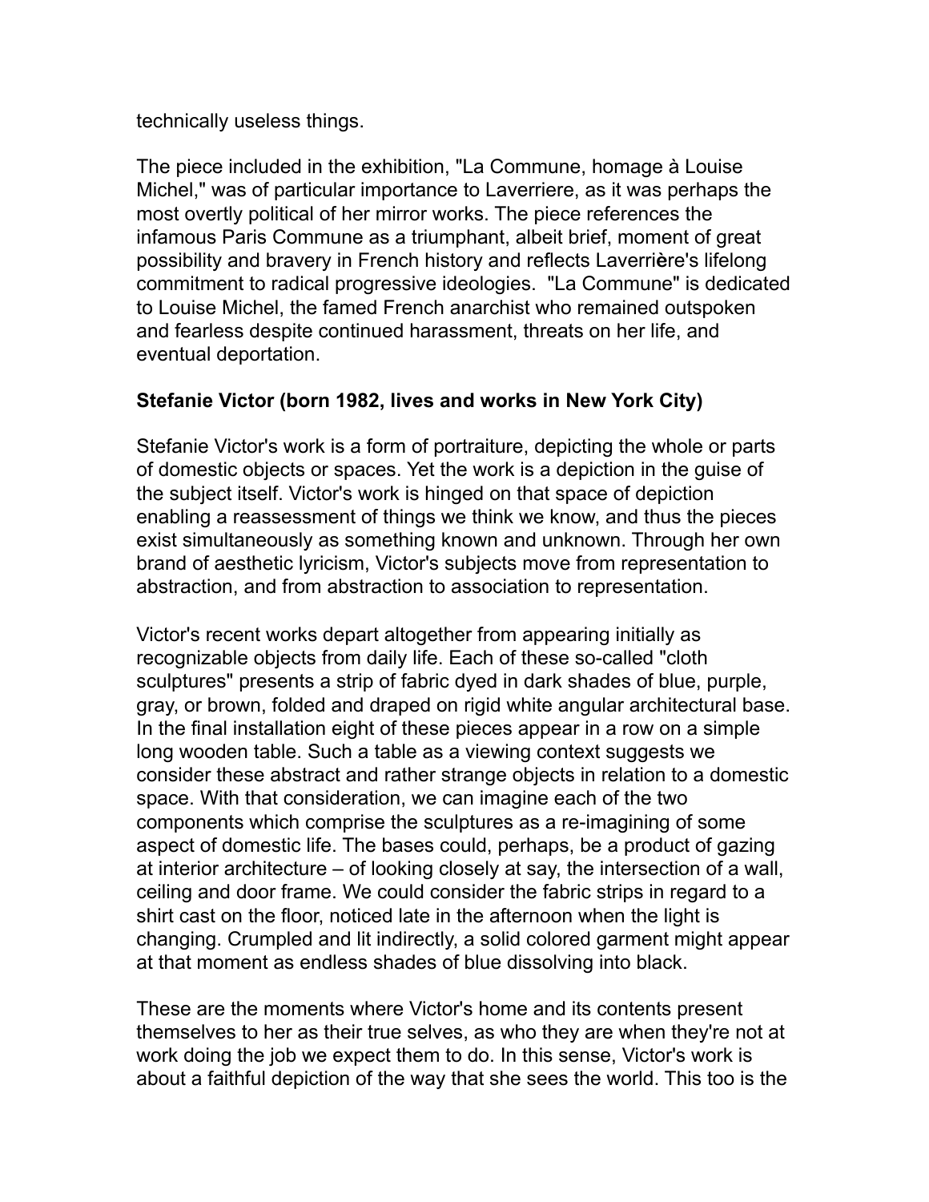technically useless things.

The piece included in the exhibition, "La Commune, homage à Louise Michel," was of particular importance to Laverriere, as it was perhaps the most overtly political of her mirror works. The piece references the infamous Paris Commune as a triumphant, albeit brief, moment of great possibility and bravery in French history and reflects Laverrière's lifelong commitment to radical progressive ideologies. "La Commune" is dedicated to Louise Michel, the famed French anarchist who remained outspoken and fearless despite continued harassment, threats on her life, and eventual deportation.

**Stefanie Victor (born 1982, lives and works in New York City)**

Stefanie Victor's work is a form of portraiture, depicting the whole or parts of domestic objects or spaces. Yet the work is a depiction in the guise of the subject itself. Victor's work is hinged on that space of depiction enabling a reassessment of things we think we know, and thus the pieces exist simultaneously as something known and unknown. Through her own brand of aesthetic lyricism, Victor's subjects move from representation to abstraction, and from abstraction to association to representation.

Victor's recent works depart altogether from appearing initially as recognizable objects from daily life. Each of these so-called "cloth sculptures" presents a strip of fabric dyed in dark shades of blue, purple, gray, or brown, folded and draped on rigid white angular architectural base. In the final installation eight of these pieces appear in a row on a simple long wooden table. Such a table as a viewing context suggests we consider these abstract and rather strange objects in relation to a domestic space. With that consideration, we can imagine each of the two components which comprise the sculptures as a re-imagining of some aspect of domestic life. The bases could, perhaps, be a product of gazing at interior architecture – of looking closely at say, the intersection of a wall, ceiling and door frame. We could consider the fabric strips in regard to a shirt cast on the floor, noticed late in the afternoon when the light is changing. Crumpled and lit indirectly, a solid colored garment might appear at that moment as endless shades of blue dissolving into black.

These are the moments where Victor's home and its contents present themselves to her as their true selves, as who they are when they're not at work doing the job we expect them to do. In this sense, Victor's work is about a faithful depiction of the way that she sees the world. This too is the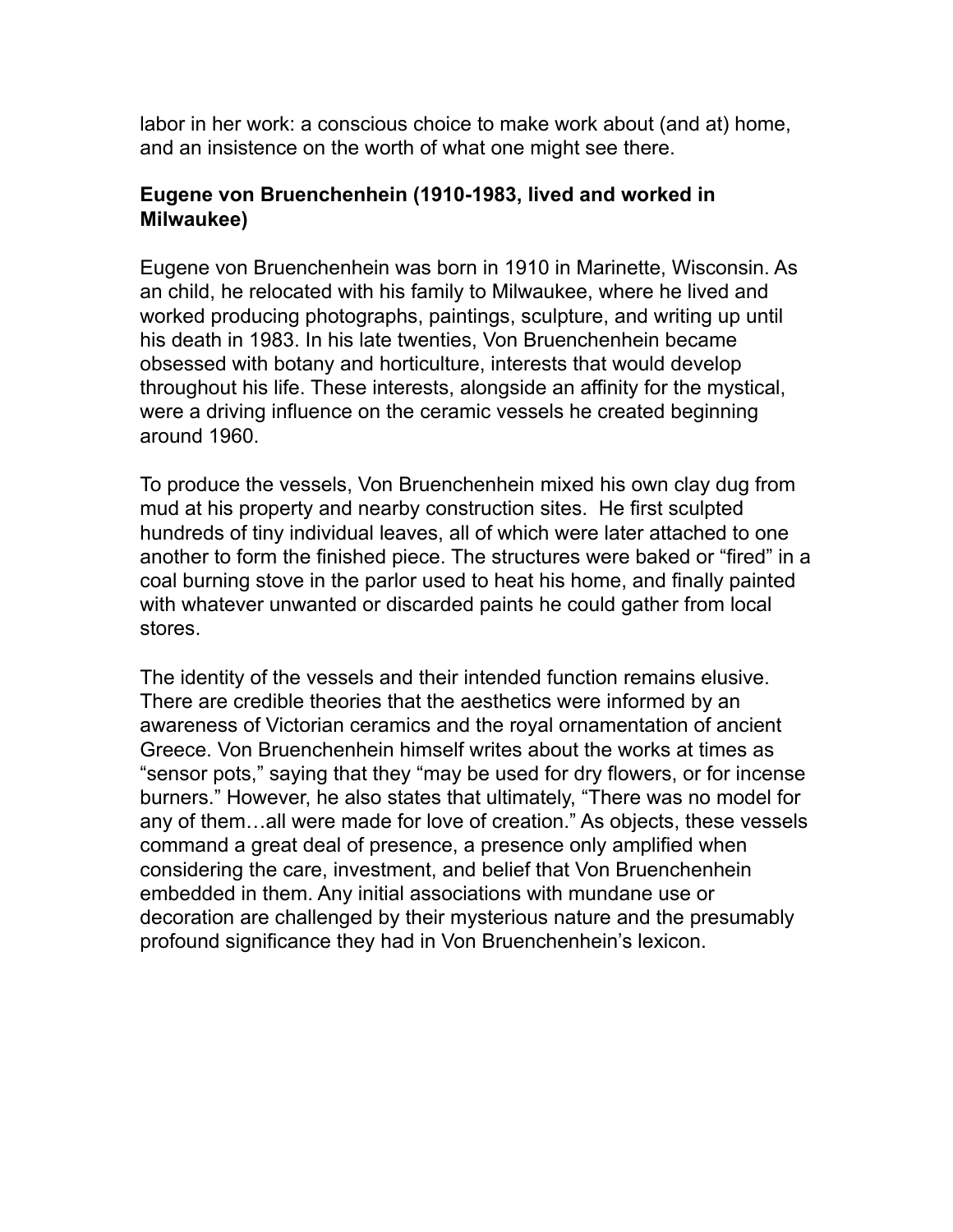labor in her work: a conscious choice to make work about (and at) home, and an insistence on the worth of what one might see there.

**Eugene von Bruenchenhein (1910-1983, lived and worked in Milwaukee)**

Eugene von Bruenchenhein was born in 1910 in Marinette, Wisconsin. As an child, he relocated with his family to Milwaukee, where he lived and worked producing photographs, paintings, sculpture, and writing up until his death in 1983. In his late twenties, Von Bruenchenhein became obsessed with botany and horticulture, interests that would develop throughout his life. These interests, alongside an affinity for the mystical, were a driving influence on the ceramic vessels he created beginning around 1960.

To produce the vessels, Von Bruenchenhein mixed his own clay dug from mud at his property and nearby construction sites. He first sculpted hundreds of tiny individual leaves, all of which were later attached to one another to form the finished piece. The structures were baked or "fired" in a coal burning stove in the parlor used to heat his home, and finally painted with whatever unwanted or discarded paints he could gather from local stores.

The identity of the vessels and their intended function remains elusive. There are credible theories that the aesthetics were informed by an awareness of Victorian ceramics and the royal ornamentation of ancient Greece. Von Bruenchenhein himself writes about the works at times as "sensor pots," saying that they "may be used for dry flowers, or for incense burners." However, he also states that ultimately, "There was no model for any of them…all were made for love of creation." As objects, these vessels command a great deal of presence, a presence only amplified when considering the care, investment, and belief that Von Bruenchenhein embedded in them. Any initial associations with mundane use or decoration are challenged by their mysterious nature and the presumably profound significance they had in Von Bruenchenhein's lexicon.